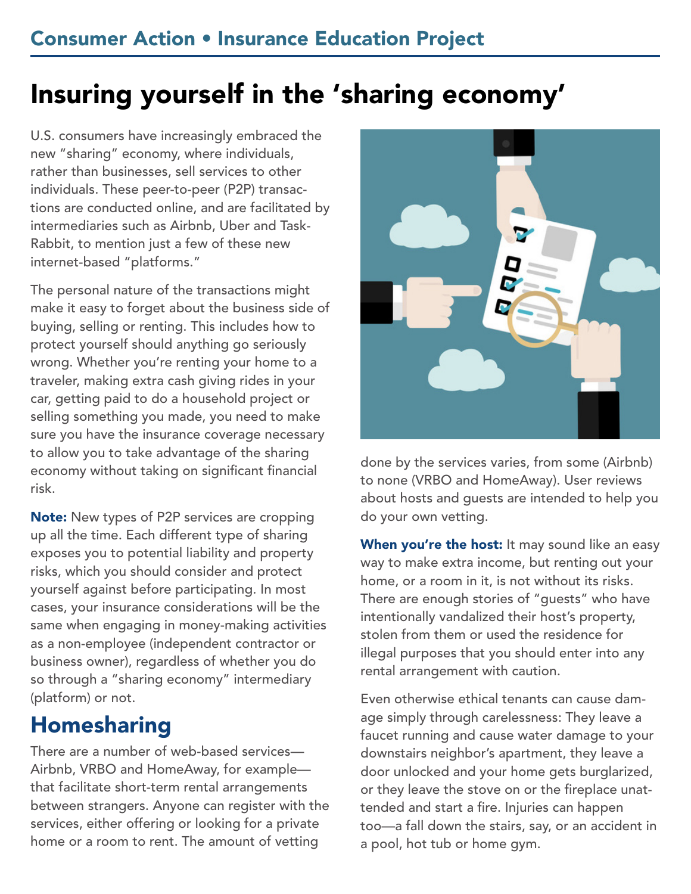# Insuring yourself in the 'sharing economy'

U.S. consumers have increasingly embraced the new "sharing" economy, where individuals, rather than businesses, sell services to other individuals. These peer-to-peer (P2P) transactions are conducted online, and are facilitated by intermediaries such as Airbnb, Uber and TaskRabbit, to mention just a few of these new internet-based "platforms."

The personal nature of the transactions might make it easy to forget about the business side of buying, selling or renting. This includes how to protect yourself should anything go seriously wrong. Whether you're renting your home to a traveler, making extra cash giving rides in your car, getting paid to do a household project or selling something you made, you need to make sure you have the insurance coverage necessary to allow you to take advantage of the sharing economy without taking on significant financial risk.

**Note:** New types of P2P services are cropping up all the time. Each different type of sharing exposes you to potential liability and property risks, which you should consider and protect yourself against before participating. In most cases, your insurance considerations will be the same when engaging in money-making activities as a non-employee (independent contractor or business owner), regardless of whether you do so through a "sharing economy" intermediary (platform) or not.

## Homesharing

There are a number of web-based services—Airbnb, VRBO and HomeAway, for example—that facilitate short-term rental arrangements between strangers. Anyone can register with the services, either offering or looking for a private home or a room to rent. The amount of vetting done by the services varies, from some (Airbnb) to none (VRBO and HomeAway). User reviews about hosts and guests are intended to help you do your own vetting.

**When you're the host:** It may sound like an easy way to make extra income, but renting out your home, or a room in it, is not without its risks. There are enough stories of "guests" who have intentionally vandalized their host's property, stolen from them or used the residence for illegal purposes that you should enter into any rental arrangement with caution.

Even otherwise ethical tenants can cause damage simply through carelessness: They leave a faucet running and cause water damage to your downstairs neighbor's apartment, they leave a door unlocked and your home gets burglarized, or they leave the stove on or the fireplace unattended and start a fire. Injuries can happen too—a fall down the stairs, say, or an accident in a pool, hot tub or home gym.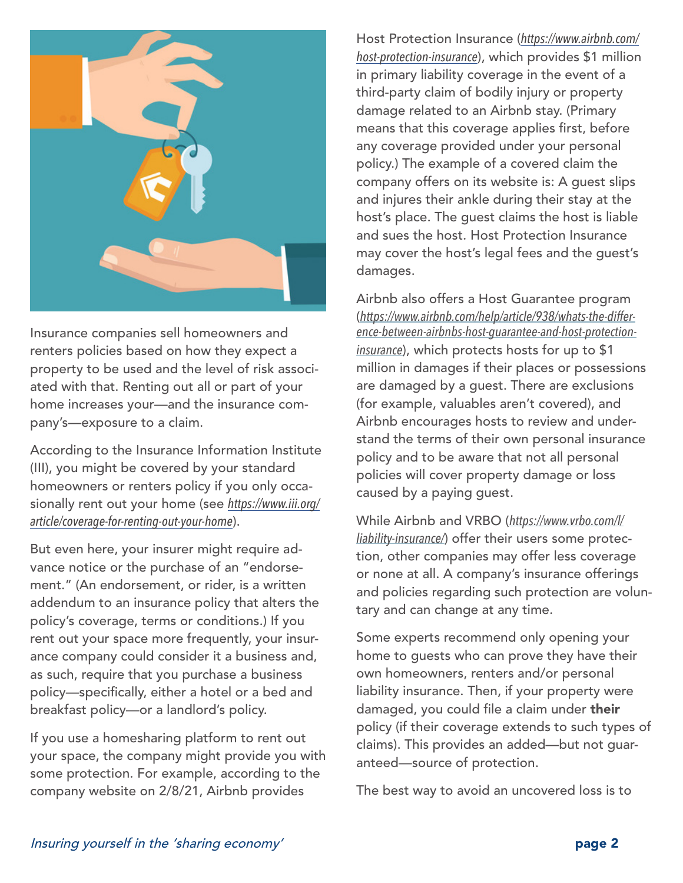Insurance companies sell homeowners and renters policies based on how they expect a property to be used and the level of risk associated with that. Renting out all or part of your home increases your—and the insurance company's—exposure to a claim.

According to the Insurance Information Institute (III), you might be covered by your standard homeowners or renters policy if you only occasionally rent out your home (see *https://www.iii.org/article/coverage-for-renting-out-your-home*).

But even here, your insurer might require advance notice or the purchase of an "endorsement." (An endorsement, or rider, is a written addendum to an insurance policy that alters the policy's coverage, terms or conditions.) If you rent out your space more frequently, your insurance company could consider it a business and, as such, require that you purchase a business policy—specifically, either a hotel or a bed and breakfast policy—or a landlord's policy.

If you use a homesharing platform to rent out your space, the company might provide you with some protection. For example, according to the company website on 2/8/21, Airbnb provides Host Protection Insurance (*https://www.airbnb.com/host-protection-insurance*), which provides $1 million in primary liability coverage in the event of a third-party claim of bodily injury or property damage related to an Airbnb stay. (Primary means that this coverage applies first, before any coverage provided under your personal policy.) The example of a covered claim the company offers on its website is: A guest slips and injures their ankle during their stay at the host's place. The guest claims the host is liable and sues the host. Host Protection Insurance may cover the host's legal fees and the guest's damages.

Airbnb also offers a Host Guarantee program (*https://www.airbnb.com/help/article/938/whats-the-difference-between-airbnbs-host-guarantee-and-host-protection-insurance*), which protects hosts for up to $1 million in damages if their places or possessions are damaged by a guest. There are exclusions (for example, valuables aren't covered), and Airbnb encourages hosts to review and understand the terms of their own personal insurance policy and to be aware that not all personal policies will cover property damage or loss caused by a paying guest.

While Airbnb and VRBO (*https://www.vrbo.com/l/liability-insurance/*) offer their users some protection, other companies may offer less coverage or none at all. A company's insurance offerings and policies regarding such protection are voluntary and can change at any time.

Some experts recommend only opening your home to guests who can prove they have their own homeowners, renters and/or personal liability insurance. Then, if your property were damaged, you could file a claim under **their** policy (if their coverage extends to such types of claims). This provides an added—but not guaranteed—source of protection.

The best way to avoid an uncovered loss is to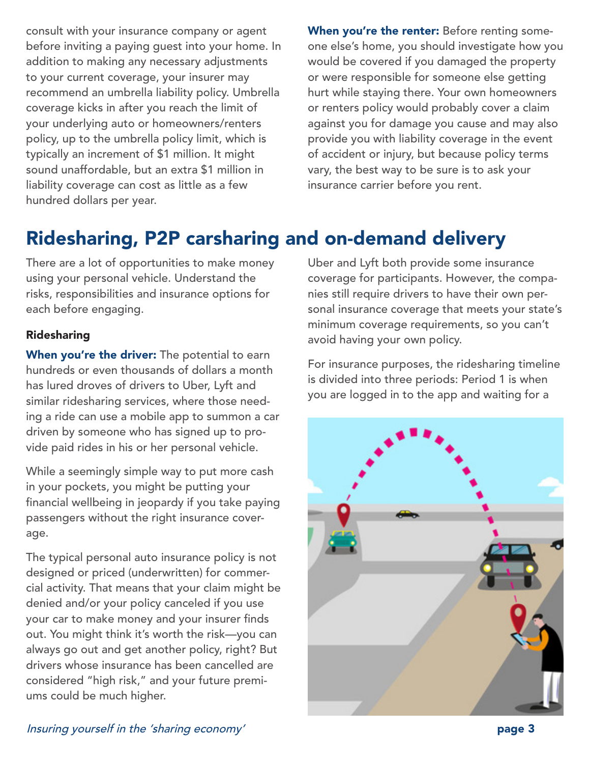consult with your insurance company or agent before inviting a paying guest into your home. In addition to making any necessary adjustments to your current coverage, your insurer may recommend an umbrella liability policy. Umbrella coverage kicks in after you reach the limit of your underlying auto or homeowners/renters policy, up to the umbrella policy limit, which is typically an increment of $1 million. It might sound unaffordable, but an extra $1 million in liability coverage can cost as little as a few hundred dollars per year.

**When you're the renter:** Before renting someone else's home, you should investigate how you would be covered if you damaged the property or were responsible for someone else getting hurt while staying there. Your own homeowners or renters policy would probably cover a claim against you for damage you cause and may also provide you with liability coverage in the event of accident or injury, but because policy terms vary, the best way to be sure is to ask your insurance carrier before you rent.

## Ridesharing, P2P carsharing and on-demand delivery

There are a lot of opportunities to make money using your personal vehicle. Understand the risks, responsibilities and insurance options for each before engaging.

### Ridesharing

**When you're the driver:** The potential to earn hundreds or even thousands of dollars a month has lured droves of drivers to Uber, Lyft and similar ridesharing services, where those needing a ride can use a mobile app to summon a car driven by someone who has signed up to provide paid rides in his or her personal vehicle.

While a seemingly simple way to put more cash in your pockets, you might be putting your financial wellbeing in jeopardy if you take paying passengers without the right insurance coverage.

The typical personal auto insurance policy is not designed or priced (underwritten) for commercial activity. That means that your claim might be denied and/or your policy canceled if you use your car to make money and your insurer finds out. You might think it's worth the risk—you can always go out and get another policy, right? But drivers whose insurance has been cancelled are considered "high risk," and your future premiums could be much higher.

Uber and Lyft both provide some insurance coverage for participants. However, the companies still require drivers to have their own personal insurance coverage that meets your state's minimum coverage requirements, so you can't avoid having your own policy.

For insurance purposes, the ridesharing timeline is divided into three periods: Period 1 is when you are logged in to the app and waiting for a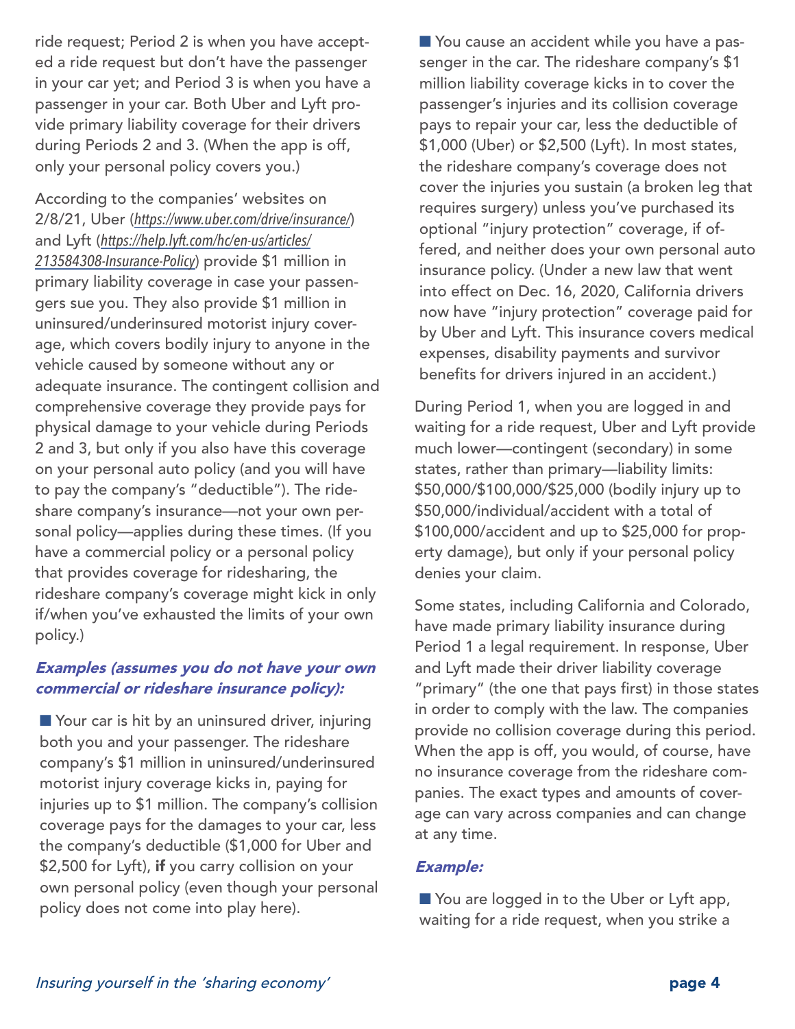ride request; Period 2 is when you have accepted a ride request but don't have the passenger in your car yet; and Period 3 is when you have a passenger in your car. Both Uber and Lyft provide primary liability coverage for their drivers during Periods 2 and 3. (When the app is off, only your personal policy covers you.)

According to the companies' websites on 2/8/21, Uber (*https://www.uber.com/drive/insurance/*) and Lyft (*https://help.lyft.com/hc/en-us/articles/213584308-Insurance-Policy*) provide $1 million in primary liability coverage in case your passengers sue you. They also provide $1 million in uninsured/underinsured motorist injury coverage, which covers bodily injury to anyone in the vehicle caused by someone without any or adequate insurance. The contingent collision and comprehensive coverage they provide pays for physical damage to your vehicle during Periods 2 and 3, but only if you also have this coverage on your personal auto policy (and you will have to pay the company's "deductible"). The rideshare company's insurance—not your own personal policy—applies during these times. (If you have a commercial policy or a personal policy that provides coverage for ridesharing, the rideshare company's coverage might kick in only if/when you've exhausted the limits of your own policy.)

### *Examples (assumes you do not have your own commercial or rideshare insurance policy):*

- Your car is hit by an uninsured driver, injuring both you and your passenger. The rideshare company's $1 million in uninsured/underinsured motorist injury coverage kicks in, paying for injuries up to $1 million. The company's collision coverage pays for the damages to your car, less the company's deductible ($1,000 for Uber and $2,500 for Lyft), **if** you carry collision on your own personal policy (even though your personal policy does not come into play here).
- You cause an accident while you have a passenger in the car. The rideshare company's $1 million liability coverage kicks in to cover the passenger's injuries and its collision coverage pays to repair your car, less the deductible of $1,000 (Uber) or $2,500 (Lyft). In most states, the rideshare company's coverage does not cover the injuries you sustain (a broken leg that requires surgery) unless you've purchased its optional "injury protection" coverage, if offered, and neither does your own personal auto insurance policy. (Under a new law that went into effect on Dec. 16, 2020, California drivers now have "injury protection" coverage paid for by Uber and Lyft. This insurance covers medical expenses, disability payments and survivor benefits for drivers injured in an accident.)

During Period 1, when you are logged in and waiting for a ride request, Uber and Lyft provide much lower—contingent (secondary) in some states, rather than primary—liability limits: $50,000/$100,000/$25,000 (bodily injury up to $50,000/individual/accident with a total of $100,000/accident and up to $25,000 for property damage), but only if your personal policy denies your claim.

Some states, including California and Colorado, have made primary liability insurance during Period 1 a legal requirement. In response, Uber and Lyft made their driver liability coverage "primary" (the one that pays first) in those states in order to comply with the law. The companies provide no collision coverage during this period. When the app is off, you would, of course, have no insurance coverage from the rideshare companies. The exact types and amounts of coverage can vary across companies and can change at any time.

### *Example:*

- You are logged in to the Uber or Lyft app, waiting for a ride request, when you strike a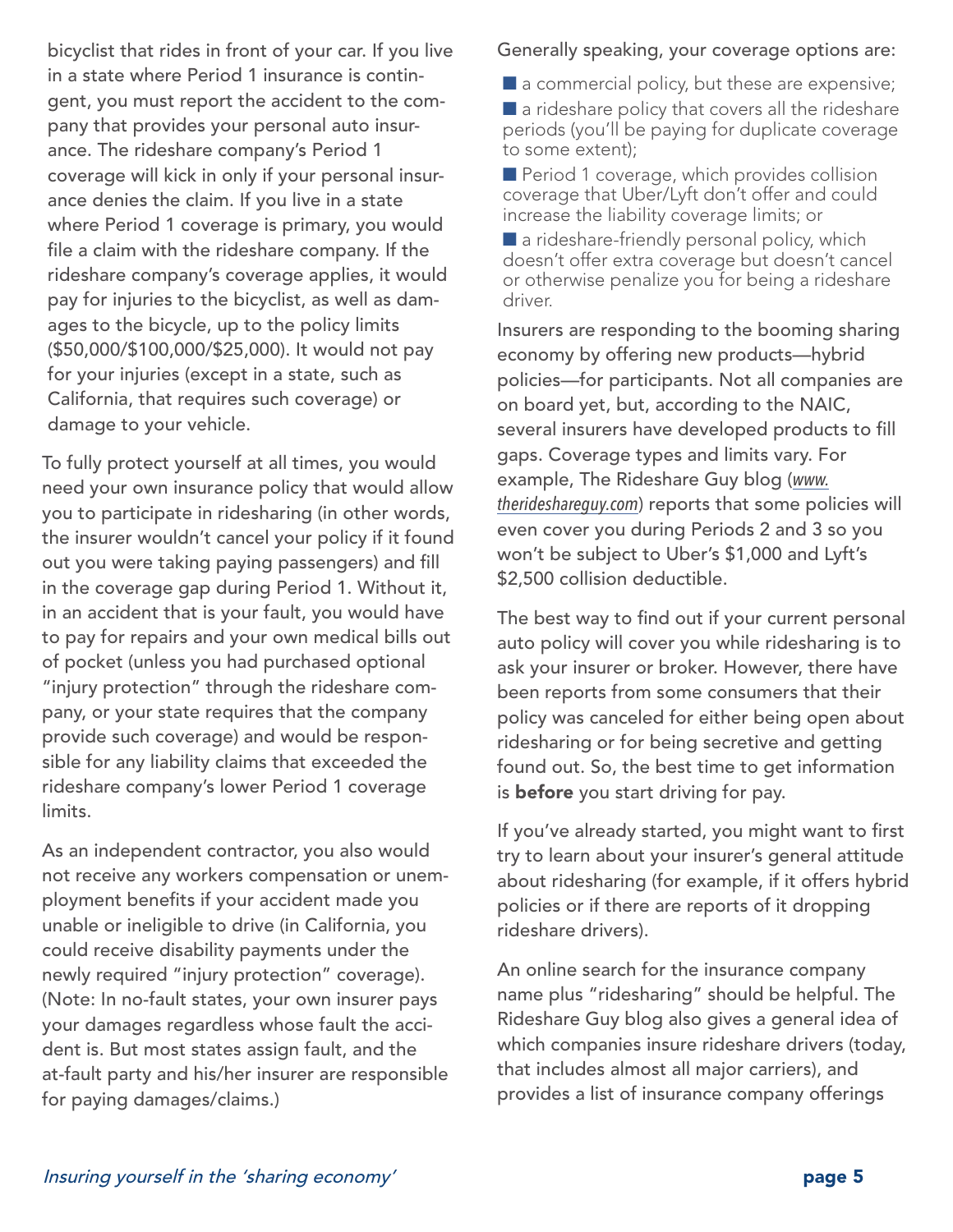bicyclist that rides in front of your car. If you live in a state where Period 1 insurance is contingent, you must report the accident to the company that provides your personal auto insurance. The rideshare company's Period 1 coverage will kick in only if your personal insurance denies the claim. If you live in a state where Period 1 coverage is primary, you would file a claim with the rideshare company. If the rideshare company's coverage applies, it would pay for injuries to the bicyclist, as well as damages to the bicycle, up to the policy limits ($50,000/$100,000/$25,000). It would not pay for your injuries (except in a state, such as California, that requires such coverage) or damage to your vehicle.

To fully protect yourself at all times, you would need your own insurance policy that would allow you to participate in ridesharing (in other words, the insurer wouldn't cancel your policy if it found out you were taking paying passengers) and fill in the coverage gap during Period 1. Without it, in an accident that is your fault, you would have to pay for repairs and your own medical bills out of pocket (unless you had purchased optional "injury protection" through the rideshare company, or your state requires that the company provide such coverage) and would be responsible for any liability claims that exceeded the rideshare company's lower Period 1 coverage limits.

As an independent contractor, you also would not receive any workers compensation or unemployment benefits if your accident made you unable or ineligible to drive (in California, you could receive disability payments under the newly required "injury protection" coverage). (Note: In no-fault states, your own insurer pays your damages regardless whose fault the accident is. But most states assign fault, and the at-fault party and his/her insurer are responsible for paying damages/claims.)

Generally speaking, your coverage options are:

- a commercial policy, but these are expensive;
- a rideshare policy that covers all the rideshare periods (you'll be paying for duplicate coverage to some extent);
- Period 1 coverage, which provides collision coverage that Uber/Lyft don't offer and could increase the liability coverage limits; or
- a rideshare-friendly personal policy, which doesn't offer extra coverage but doesn't cancel or otherwise penalize you for being a rideshare driver.

Insurers are responding to the booming sharing economy by offering new products—hybrid policies—for participants. Not all companies are on board yet, but, according to the NAIC, several insurers have developed products to fill gaps. Coverage types and limits vary. For example, The Rideshare Guy blog (*www.therideshareguy.com*) reports that some policies will even cover you during Periods 2 and 3 so you won't be subject to Uber's $1,000 and Lyft's $2,500 collision deductible.

The best way to find out if your current personal auto policy will cover you while ridesharing is to ask your insurer or broker. However, there have been reports from some consumers that their policy was canceled for either being open about ridesharing or for being secretive and getting found out. So, the best time to get information is **before** you start driving for pay.

If you've already started, you might want to first try to learn about your insurer's general attitude about ridesharing (for example, if it offers hybrid policies or if there are reports of it dropping rideshare drivers).

An online search for the insurance company name plus "ridesharing" should be helpful. The Rideshare Guy blog also gives a general idea of which companies insure rideshare drivers (today, that includes almost all major carriers), and provides a list of insurance company offerings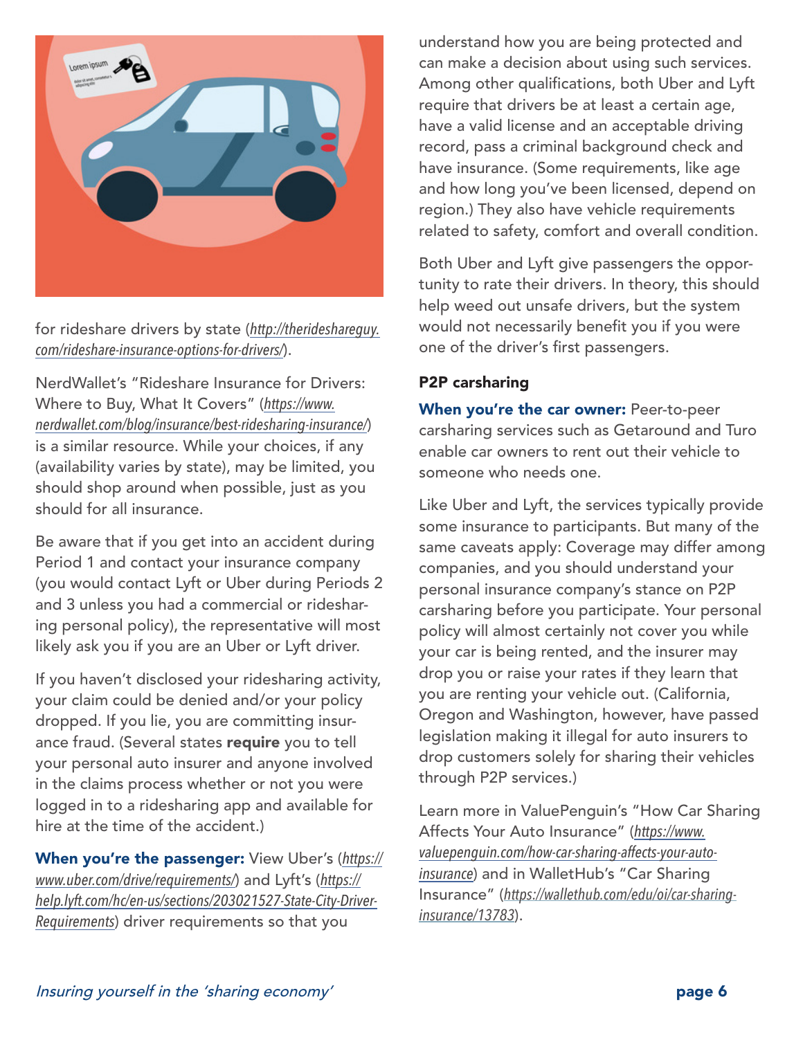for rideshare drivers by state (*http://therideshareguy.com/rideshare-insurance-options-for-drivers/*).

NerdWallet's "Rideshare Insurance for Drivers: Where to Buy, What It Covers" (*https://www.nerdwallet.com/blog/insurance/best-ridesharing-insurance/*) is a similar resource. While your choices, if any (availability varies by state), may be limited, you should shop around when possible, just as you should for all insurance.

Be aware that if you get into an accident during Period 1 and contact your insurance company (you would contact Lyft or Uber during Periods 2 and 3 unless you had a commercial or ridesharing personal policy), the representative will most likely ask you if you are an Uber or Lyft driver.

If you haven't disclosed your ridesharing activity, your claim could be denied and/or your policy dropped. If you lie, you are committing insurance fraud. (Several states **require** you to tell your personal auto insurer and anyone involved in the claims process whether or not you were logged in to a ridesharing app and available for hire at the time of the accident.)

**When you're the passenger:** View Uber's (*https://www.uber.com/drive/requirements/*) and Lyft's (*https://help.lyft.com/hc/en-us/sections/203021527-State-City-Driver-Requirements*) driver requirements so that you understand how you are being protected and can make a decision about using such services. Among other qualifications, both Uber and Lyft require that drivers be at least a certain age, have a valid license and an acceptable driving record, pass a criminal background check and have insurance. (Some requirements, like age and how long you've been licensed, depend on region.) They also have vehicle requirements related to safety, comfort and overall condition.

Both Uber and Lyft give passengers the opportunity to rate their drivers. In theory, this should help weed out unsafe drivers, but the system would not necessarily benefit you if you were one of the driver's first passengers.

### P2P carsharing

**When you're the car owner:** Peer-to-peer carsharing services such as Getaround and Turo enable car owners to rent out their vehicle to someone who needs one.

Like Uber and Lyft, the services typically provide some insurance to participants. But many of the same caveats apply: Coverage may differ among companies, and you should understand your personal insurance company's stance on P2P carsharing before you participate. Your personal policy will almost certainly not cover you while your car is being rented, and the insurer may drop you or raise your rates if they learn that you are renting your vehicle out. (California, Oregon and Washington, however, have passed legislation making it illegal for auto insurers to drop customers solely for sharing their vehicles through P2P services.)

Learn more in ValuePenguin's "How Car Sharing Affects Your Auto Insurance" (*https://www.valuepenguin.com/how-car-sharing-affects-your-auto-insurance*) and in WalletHub's "Car Sharing Insurance" (*https://wallethub.com/edu/oi/car-sharing-insurance/13783*).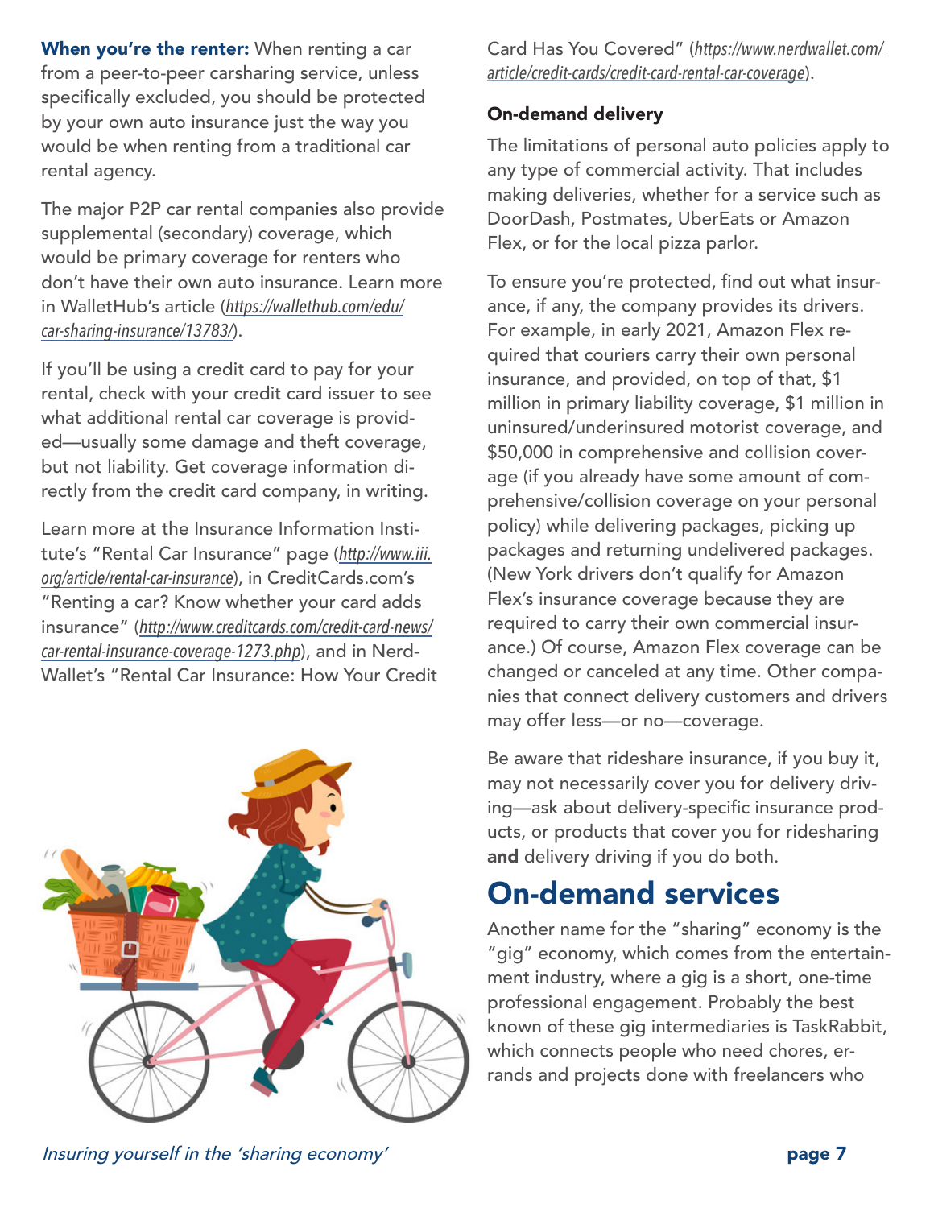**When you're the renter:** When renting a car from a peer-to-peer carsharing service, unless specifically excluded, you should be protected by your own auto insurance just the way you would be when renting from a traditional car rental agency.

The major P2P car rental companies also provide supplemental (secondary) coverage, which would be primary coverage for renters who don't have their own auto insurance. Learn more in WalletHub's article (*https://wallethub.com/edu/car-sharing-insurance/13783/*).

If you'll be using a credit card to pay for your rental, check with your credit card issuer to see what additional rental car coverage is provided—usually some damage and theft coverage, but not liability. Get coverage information directly from the credit card company, in writing.

Learn more at the Insurance Information Institute's "Rental Car Insurance" page (*http://www.iii.org/article/rental-car-insurance*), in CreditCards.com's "Renting a car? Know whether your card adds insurance" (*http://www.creditcards.com/credit-card-news/car-rental-insurance-coverage-1273.php*), and in NerdWallet's "Rental Car Insurance: How Your Credit Card Has You Covered" (*https://www.nerdwallet.com/article/credit-cards/credit-card-rental-car-coverage*).

### On-demand delivery

The limitations of personal auto policies apply to any type of commercial activity. That includes making deliveries, whether for a service such as DoorDash, Postmates, UberEats or Amazon Flex, or for the local pizza parlor.

To ensure you're protected, find out what insurance, if any, the company provides its drivers. For example, in early 2021, Amazon Flex required that couriers carry their own personal insurance, and provided, on top of that, $1 million in primary liability coverage, $1 million in uninsured/underinsured motorist coverage, and $50,000 in comprehensive and collision coverage (if you already have some amount of comprehensive/collision coverage on your personal policy) while delivering packages, picking up packages and returning undelivered packages. (New York drivers don't qualify for Amazon Flex's insurance coverage because they are required to carry their own commercial insurance.) Of course, Amazon Flex coverage can be changed or canceled at any time. Other companies that connect delivery customers and drivers may offer less—or no—coverage.

Be aware that rideshare insurance, if you buy it, may not necessarily cover you for delivery driving—ask about delivery-specific insurance products, or products that cover you for ridesharing **and** delivery driving if you do both.

## On-demand services

Another name for the "sharing" economy is the "gig" economy, which comes from the entertainment industry, where a gig is a short, one-time professional engagement. Probably the best known of these gig intermediaries is TaskRabbit, which connects people who need chores, errands and projects done with freelancers who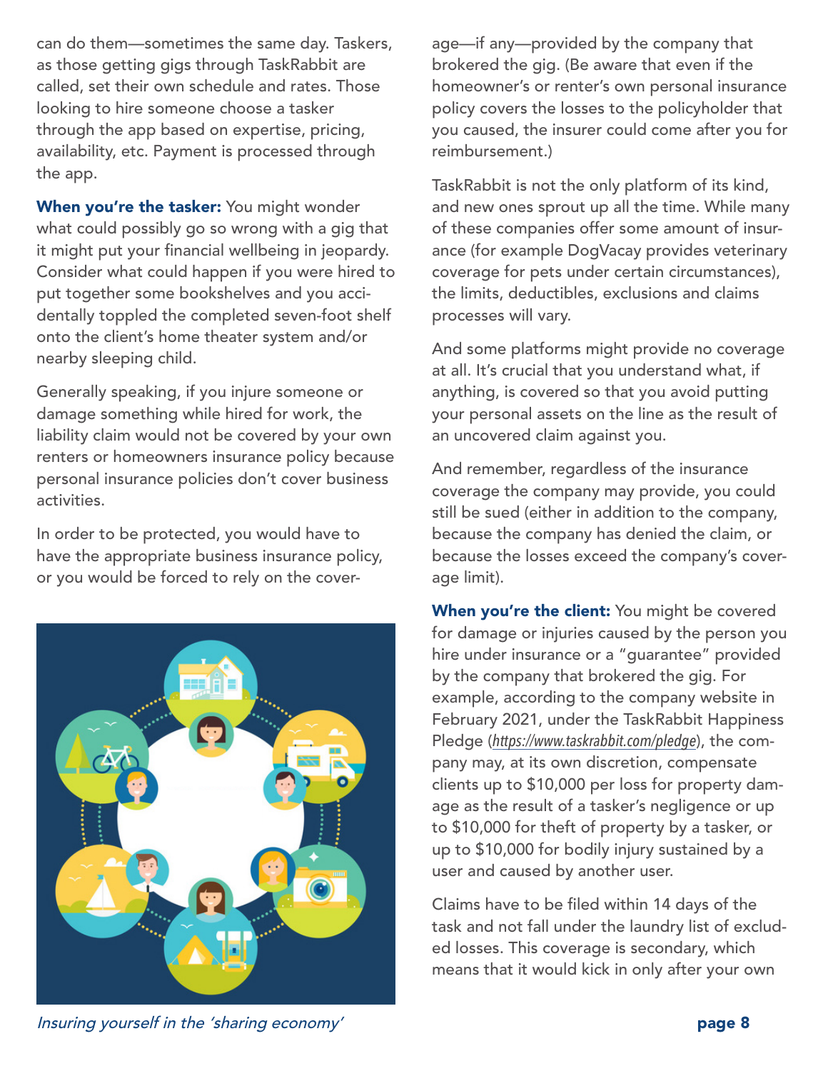can do them—sometimes the same day. Taskers, as those getting gigs through TaskRabbit are called, set their own schedule and rates. Those looking to hire someone choose a tasker through the app based on expertise, pricing, availability, etc. Payment is processed through the app.

**When you're the tasker:** You might wonder what could possibly go so wrong with a gig that it might put your financial wellbeing in jeopardy. Consider what could happen if you were hired to put together some bookshelves and you accidentally toppled the completed seven-foot shelf onto the client's home theater system and/or nearby sleeping child.

Generally speaking, if you injure someone or damage something while hired for work, the liability claim would not be covered by your own renters or homeowners insurance policy because personal insurance policies don't cover business activities.

In order to be protected, you would have to have the appropriate business insurance policy, or you would be forced to rely on the coverage—if any—provided by the company that brokered the gig. (Be aware that even if the homeowner's or renter's own personal insurance policy covers the losses to the policyholder that you caused, the insurer could come after you for reimbursement.)

TaskRabbit is not the only platform of its kind, and new ones sprout up all the time. While many of these companies offer some amount of insurance (for example DogVacay provides veterinary coverage for pets under certain circumstances), the limits, deductibles, exclusions and claims processes will vary.

And some platforms might provide no coverage at all. It's crucial that you understand what, if anything, is covered so that you avoid putting your personal assets on the line as the result of an uncovered claim against you.

And remember, regardless of the insurance coverage the company may provide, you could still be sued (either in addition to the company, because the company has denied the claim, or because the losses exceed the company's coverage limit).

**When you're the client:** You might be covered for damage or injuries caused by the person you hire under insurance or a "guarantee" provided by the company that brokered the gig. For example, according to the company website in February 2021, under the TaskRabbit Happiness Pledge (*https://www.taskrabbit.com/pledge*), the company may, at its own discretion, compensate clients up to $10,000 per loss for property damage as the result of a tasker's negligence or up to $10,000 for theft of property by a tasker, or up to $10,000 for bodily injury sustained by a user and caused by another user.

Claims have to be filed within 14 days of the task and not fall under the laundry list of excluded losses. This coverage is secondary, which means that it would kick in only after your own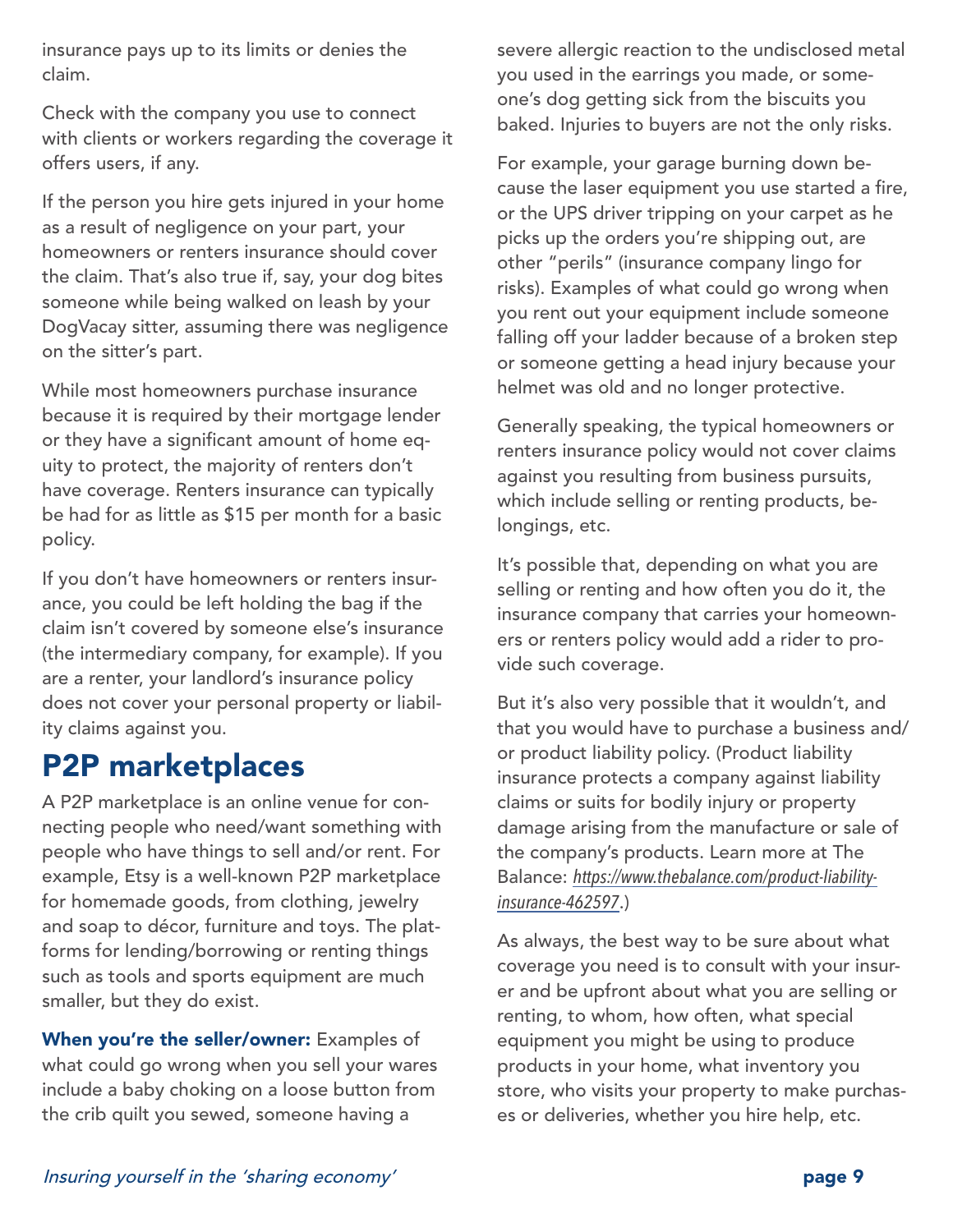insurance pays up to its limits or denies the claim.

Check with the company you use to connect with clients or workers regarding the coverage it offers users, if any.

If the person you hire gets injured in your home as a result of negligence on your part, your homeowners or renters insurance should cover the claim. That's also true if, say, your dog bites someone while being walked on leash by your DogVacay sitter, assuming there was negligence on the sitter's part.

While most homeowners purchase insurance because it is required by their mortgage lender or they have a significant amount of home equity to protect, the majority of renters don't have coverage. Renters insurance can typically be had for as little as $15 per month for a basic policy.

If you don't have homeowners or renters insurance, you could be left holding the bag if the claim isn't covered by someone else's insurance (the intermediary company, for example). If you are a renter, your landlord's insurance policy does not cover your personal property or liability claims against you.

## P2P marketplaces

A P2P marketplace is an online venue for connecting people who need/want something with people who have things to sell and/or rent. For example, Etsy is a well-known P2P marketplace for homemade goods, from clothing, jewelry and soap to décor, furniture and toys. The platforms for lending/borrowing or renting things such as tools and sports equipment are much smaller, but they do exist.

**When you're the seller/owner:** Examples of what could go wrong when you sell your wares include a baby choking on a loose button from the crib quilt you sewed, someone having a severe allergic reaction to the undisclosed metal you used in the earrings you made, or someone's dog getting sick from the biscuits you baked. Injuries to buyers are not the only risks.

For example, your garage burning down because the laser equipment you use started a fire, or the UPS driver tripping on your carpet as he picks up the orders you're shipping out, are other "perils" (insurance company lingo for risks). Examples of what could go wrong when you rent out your equipment include someone falling off your ladder because of a broken step or someone getting a head injury because your helmet was old and no longer protective.

Generally speaking, the typical homeowners or renters insurance policy would not cover claims against you resulting from business pursuits, which include selling or renting products, belongings, etc.

It's possible that, depending on what you are selling or renting and how often you do it, the insurance company that carries your homeowners or renters policy would add a rider to provide such coverage.

But it's also very possible that it wouldn't, and that you would have to purchase a business and/or product liability policy. (Product liability insurance protects a company against liability claims or suits for bodily injury or property damage arising from the manufacture or sale of the company's products. Learn more at The Balance: *https://www.thebalance.com/product-liability-insurance-462597*.)

As always, the best way to be sure about what coverage you need is to consult with your insurer and be upfront about what you are selling or renting, to whom, how often, what special equipment you might be using to produce products in your home, what inventory you store, who visits your property to make purchases or deliveries, whether you hire help, etc.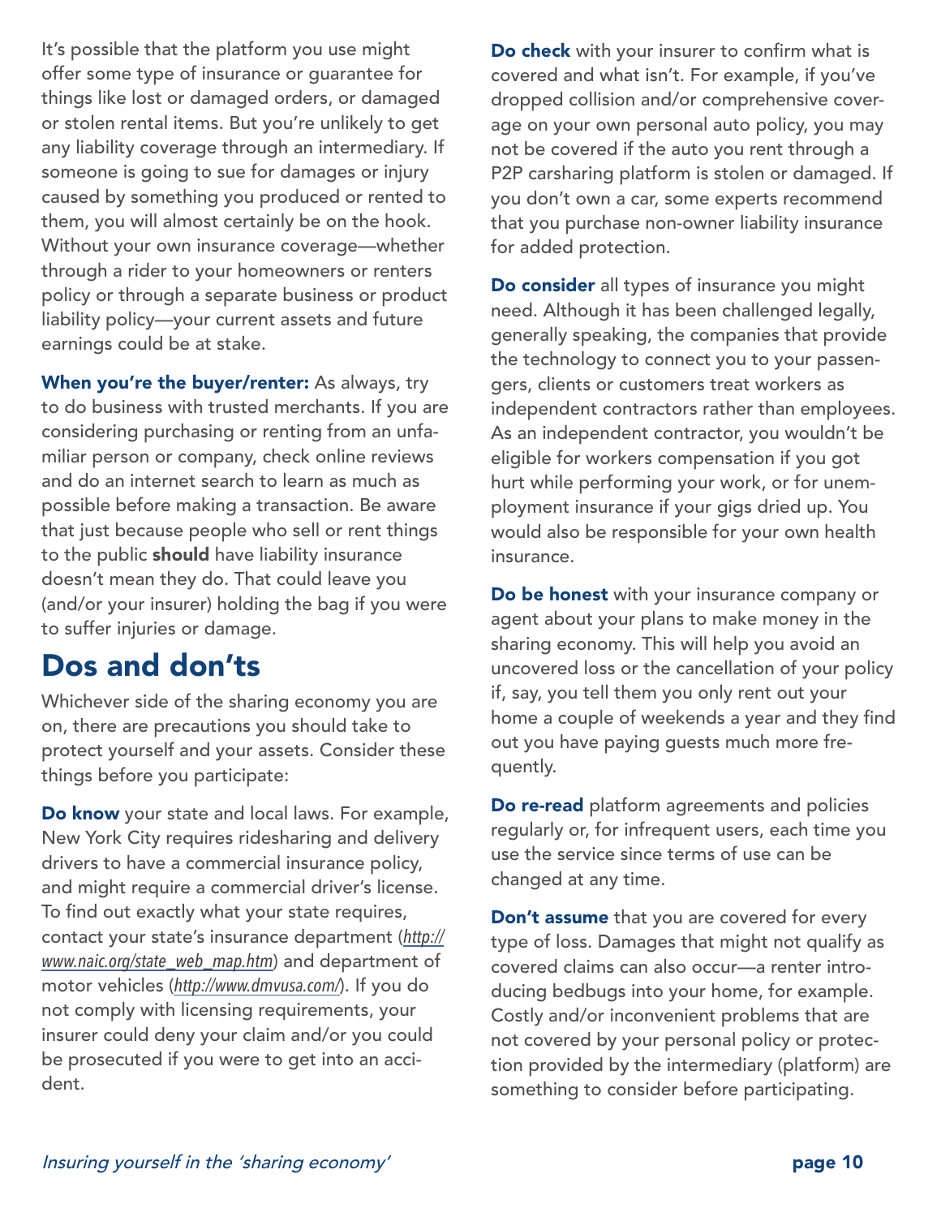It's possible that the platform you use might offer some type of insurance or guarantee for things like lost or damaged orders, or damaged or stolen rental items. But you're unlikely to get any liability coverage through an intermediary. If someone is going to sue for damages or injury caused by something you produced or rented to them, you will almost certainly be on the hook. Without your own insurance coverage—whether through a rider to your homeowners or renters policy or through a separate business or product liability policy—your current assets and future earnings could be at stake.

**When you're the buyer/renter:** As always, try to do business with trusted merchants. If you are considering purchasing or renting from an unfamiliar person or company, check online reviews and do an internet search to learn as much as possible before making a transaction. Be aware that just because people who sell or rent things to the public **should** have liability insurance doesn't mean they do. That could leave you (and/or your insurer) holding the bag if you were to suffer injuries or damage.

## Dos and don'ts

Whichever side of the sharing economy you are on, there are precautions you should take to protect yourself and your assets. Consider these things before you participate:

**Do know** your state and local laws. For example, New York City requires ridesharing and delivery drivers to have a commercial insurance policy, and might require a commercial driver's license. To find out exactly what your state requires, contact your state's insurance department (*http://www.naic.org/state_web_map.htm*) and department of motor vehicles (*http://www.dmvusa.com/*). If you do not comply with licensing requirements, your insurer could deny your claim and/or you could be prosecuted if you were to get into an accident.

**Do check** with your insurer to confirm what is covered and what isn't. For example, if you've dropped collision and/or comprehensive coverage on your own personal auto policy, you may not be covered if the auto you rent through a P2P carsharing platform is stolen or damaged. If you don't own a car, some experts recommend that you purchase non-owner liability insurance for added protection.

**Do consider** all types of insurance you might need. Although it has been challenged legally, generally speaking, the companies that provide the technology to connect you to your passengers, clients or customers treat workers as independent contractors rather than employees. As an independent contractor, you wouldn't be eligible for workers compensation if you got hurt while performing your work, or for unemployment insurance if your gigs dried up. You would also be responsible for your own health insurance.

**Do be honest** with your insurance company or agent about your plans to make money in the sharing economy. This will help you avoid an uncovered loss or the cancellation of your policy if, say, you tell them you only rent out your home a couple of weekends a year and they find out you have paying guests much more frequently.

**Do re-read** platform agreements and policies regularly or, for infrequent users, each time you use the service since terms of use can be changed at any time.

**Don't assume** that you are covered for every type of loss. Damages that might not qualify as covered claims can also occur—a renter introducing bedbugs into your home, for example. Costly and/or inconvenient problems that are not covered by your personal policy or protection provided by the intermediary (platform) are something to consider before participating.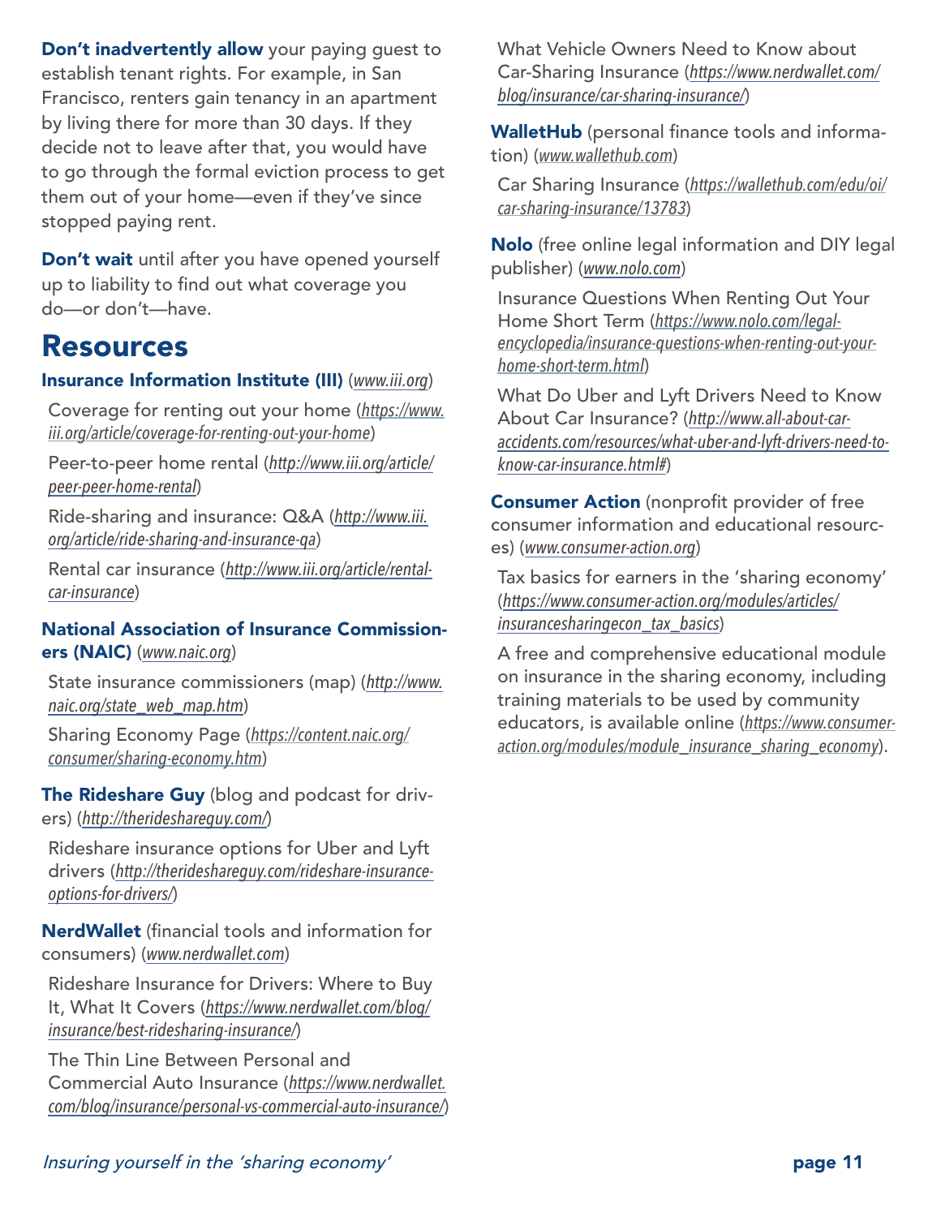**Don't inadvertently allow** your paying guest to establish tenant rights. For example, in San Francisco, renters gain tenancy in an apartment by living there for more than 30 days. If they decide not to leave after that, you would have to go through the formal eviction process to get them out of your home—even if they've since stopped paying rent.

**Don't wait** until after you have opened yourself up to liability to find out what coverage you do—or don't—have.

# Resources

**Insurance Information Institute (III)** (www.iii.org)

Coverage for renting out your home (https://www.iii.org/article/coverage-for-renting-out-your-home)

Peer-to-peer home rental (http://www.iii.org/article/peer-peer-home-rental)

Ride-sharing and insurance: Q&A (http://www.iii.org/article/ride-sharing-and-insurance-qa)

Rental car insurance (http://www.iii.org/article/rental-car-insurance)

**National Association of Insurance Commissioners (NAIC)** (www.naic.org)

State insurance commissioners (map) (http://www.naic.org/state_web_map.htm)

Sharing Economy Page (https://content.naic.org/consumer/sharing-economy.htm)

**The Rideshare Guy** (blog and podcast for drivers) (http://therideshareguy.com/)

Rideshare insurance options for Uber and Lyft drivers (http://therideshareguy.com/rideshare-insurance-options-for-drivers/)

**NerdWallet** (financial tools and information for consumers) (www.nerdwallet.com)

Rideshare Insurance for Drivers: Where to Buy It, What It Covers (https://www.nerdwallet.com/blog/insurance/best-ridesharing-insurance/)

The Thin Line Between Personal and Commercial Auto Insurance (https://www.nerdwallet.com/blog/insurance/personal-vs-commercial-auto-insurance/)

What Vehicle Owners Need to Know about Car-Sharing Insurance (https://www.nerdwallet.com/blog/insurance/car-sharing-insurance/)

**WalletHub** (personal finance tools and information) (www.wallethub.com)

Car Sharing Insurance (https://wallethub.com/edu/oi/car-sharing-insurance/13783)

**Nolo** (free online legal information and DIY legal publisher) (www.nolo.com)

Insurance Questions When Renting Out Your Home Short Term (https://www.nolo.com/legal-encyclopedia/insurance-questions-when-renting-out-your-home-short-term.html)

What Do Uber and Lyft Drivers Need to Know About Car Insurance? (http://www.all-about-car-accidents.com/resources/what-uber-and-lyft-drivers-need-to-know-car-insurance.html#)

**Consumer Action** (nonprofit provider of free consumer information and educational resources) (www.consumer-action.org)

Tax basics for earners in the 'sharing economy' (https://www.consumer-action.org/modules/articles/insurancesharingecon_tax_basics)

A free and comprehensive educational module on insurance in the sharing economy, including training materials to be used by community educators, is available online (https://www.consumer-action.org/modules/module_insurance_sharing_economy).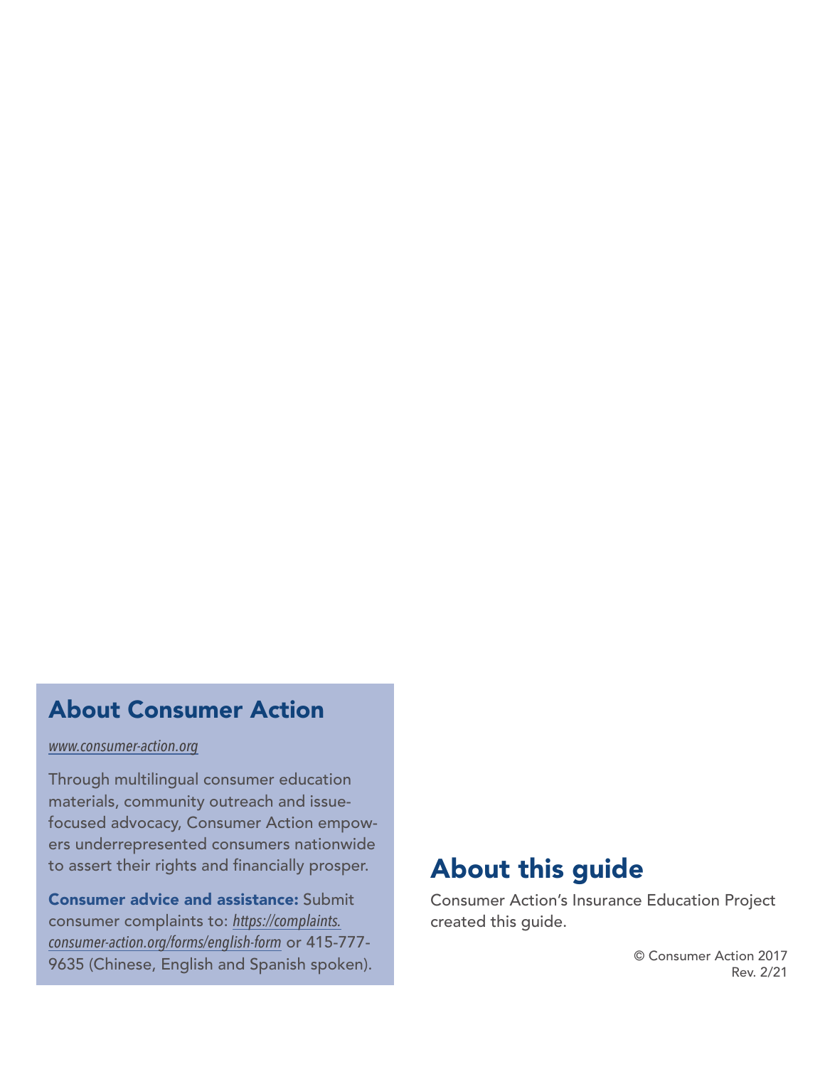## About Consumer Action

*www.consumer-action.org*

Through multilingual consumer education materials, community outreach and issue-focused advocacy, Consumer Action empowers underrepresented consumers nationwide to assert their rights and financially prosper.

**Consumer advice and assistance:** Submit consumer complaints to: *https://complaints.consumer-action.org/forms/english-form* or 415-777-9635 (Chinese, English and Spanish spoken).

## About this guide

Consumer Action's Insurance Education Project created this guide.

© Consumer Action 2017
Rev. 2/21